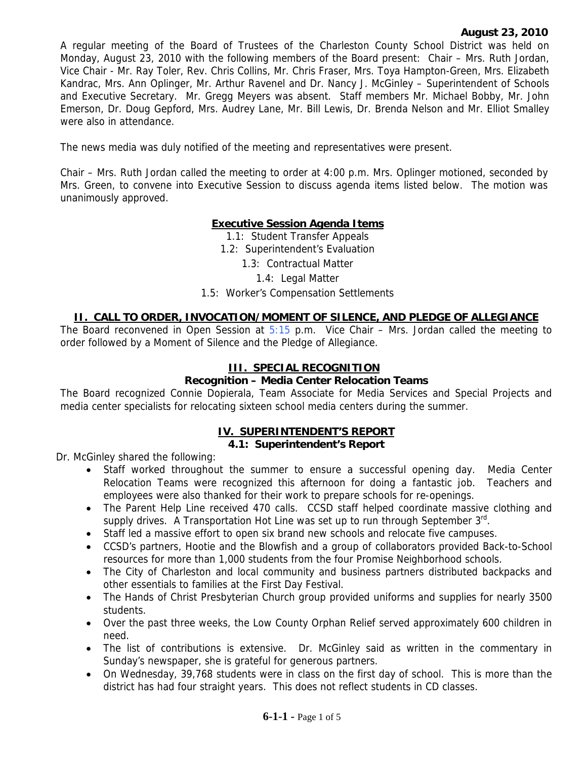**August 23, 2010**

A regular meeting of the Board of Trustees of the Charleston County School District was held on Monday, August 23, 2010 with the following members of the Board present: Chair – Mrs. Ruth Jordan, Vice Chair - Mr. Ray Toler, Rev. Chris Collins, Mr. Chris Fraser, Mrs. Toya Hampton-Green, Mrs. Elizabeth Kandrac, Mrs. Ann Oplinger, Mr. Arthur Ravenel and Dr. Nancy J. McGinley – Superintendent of Schools and Executive Secretary. Mr. Gregg Meyers was absent. Staff members Mr. Michael Bobby, Mr. John Emerson, Dr. Doug Gepford, Mrs. Audrey Lane, Mr. Bill Lewis, Dr. Brenda Nelson and Mr. Elliot Smalley were also in attendance.

The news media was duly notified of the meeting and representatives were present.

Chair – Mrs. Ruth Jordan called the meeting to order at 4:00 p.m. Mrs. Oplinger motioned, seconded by Mrs. Green, to convene into Executive Session to discuss agenda items listed below. The motion was unanimously approved.

**Executive Session Agenda Items**

1.1: Student Transfer Appeals
1.2: Superintendent's Evaluation
1.3: Contractual Matter
1.4: Legal Matter
1.5: Worker's Compensation Settlements

## II. CALL TO ORDER, INVOCATION/MOMENT OF SILENCE, AND PLEDGE OF ALLEGIANCE

The Board reconvened in Open Session at 5:15 p.m. Vice Chair – Mrs. Jordan called the meeting to order followed by a Moment of Silence and the Pledge of Allegiance.

## III. SPECIAL RECOGNITION

### Recognition – Media Center Relocation Teams

The Board recognized Connie Dopierala, Team Associate for Media Services and Special Projects and media center specialists for relocating sixteen school media centers during the summer.

## IV. SUPERINTENDENT'S REPORT

### 4.1: Superintendent's Report

Dr. McGinley shared the following:

- Staff worked throughout the summer to ensure a successful opening day. Media Center Relocation Teams were recognized this afternoon for doing a fantastic job. Teachers and employees were also thanked for their work to prepare schools for re-openings.
- The Parent Help Line received 470 calls. CCSD staff helped coordinate massive clothing and supply drives. A Transportation Hot Line was set up to run through September 3rd.
- Staff led a massive effort to open six brand new schools and relocate five campuses.
- CCSD's partners, Hootie and the Blowfish and a group of collaborators provided Back-to-School resources for more than 1,000 students from the four Promise Neighborhood schools.
- The City of Charleston and local community and business partners distributed backpacks and other essentials to families at the First Day Festival.
- The Hands of Christ Presbyterian Church group provided uniforms and supplies for nearly 3500 students.
- Over the past three weeks, the Low County Orphan Relief served approximately 600 children in need.
- The list of contributions is extensive. Dr. McGinley said as written in the commentary in Sunday's newspaper, she is grateful for generous partners.
- On Wednesday, 39,768 students were in class on the first day of school. This is more than the district has had four straight years. This does not reflect students in CD classes.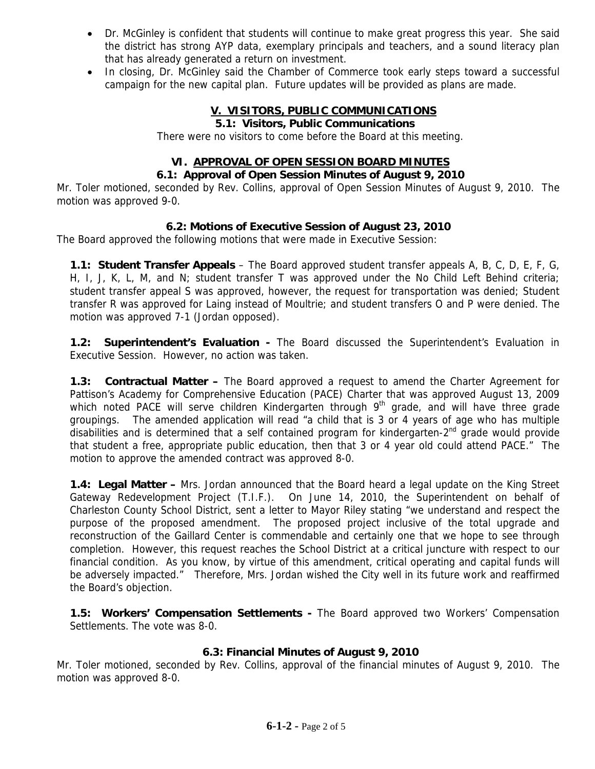- Dr. McGinley is confident that students will continue to make great progress this year. She said the district has strong AYP data, exemplary principals and teachers, and a sound literacy plan that has already generated a return on investment.
- In closing, Dr. McGinley said the Chamber of Commerce took early steps toward a successful campaign for the new capital plan. Future updates will be provided as plans are made.

## V. VISITORS, PUBLIC COMMUNICATIONS

### 5.1: Visitors, Public Communications

There were no visitors to come before the Board at this meeting.

## VI. APPROVAL OF OPEN SESSION BOARD MINUTES

### 6.1: Approval of Open Session Minutes of August 9, 2010

Mr. Toler motioned, seconded by Rev. Collins, approval of Open Session Minutes of August 9, 2010. The motion was approved 9-0.

### 6.2: Motions of Executive Session of August 23, 2010

The Board approved the following motions that were made in Executive Session:

**1.1: Student Transfer Appeals** – The Board approved student transfer appeals A, B, C, D, E, F, G, H, I, J, K, L, M, and N; student transfer T was approved under the No Child Left Behind criteria; student transfer appeal S was approved, however, the request for transportation was denied; Student transfer R was approved for Laing instead of Moultrie; and student transfers O and P were denied. The motion was approved 7-1 (Jordan opposed).

**1.2: Superintendent's Evaluation -** The Board discussed the Superintendent's Evaluation in Executive Session. However, no action was taken.

**1.3: Contractual Matter –** The Board approved a request to amend the Charter Agreement for Pattison's Academy for Comprehensive Education (PACE) Charter that was approved August 13, 2009 which noted PACE will serve children Kindergarten through 9th grade, and will have three grade groupings. The amended application will read "a child that is 3 or 4 years of age who has multiple disabilities and is determined that a self contained program for kindergarten-2nd grade would provide that student a free, appropriate public education, then that 3 or 4 year old could attend PACE." The motion to approve the amended contract was approved 8-0.

**1.4: Legal Matter –** Mrs. Jordan announced that the Board heard a legal update on the King Street Gateway Redevelopment Project (T.I.F.). On June 14, 2010, the Superintendent on behalf of Charleston County School District, sent a letter to Mayor Riley stating "we understand and respect the purpose of the proposed amendment. The proposed project inclusive of the total upgrade and reconstruction of the Gaillard Center is commendable and certainly one that we hope to see through completion. However, this request reaches the School District at a critical juncture with respect to our financial condition. As you know, by virtue of this amendment, critical operating and capital funds will be adversely impacted." Therefore, Mrs. Jordan wished the City well in its future work and reaffirmed the Board's objection.

**1.5: Workers' Compensation Settlements -** The Board approved two Workers' Compensation Settlements. The vote was 8-0.

### 6.3: Financial Minutes of August 9, 2010

Mr. Toler motioned, seconded by Rev. Collins, approval of the financial minutes of August 9, 2010. The motion was approved 8-0.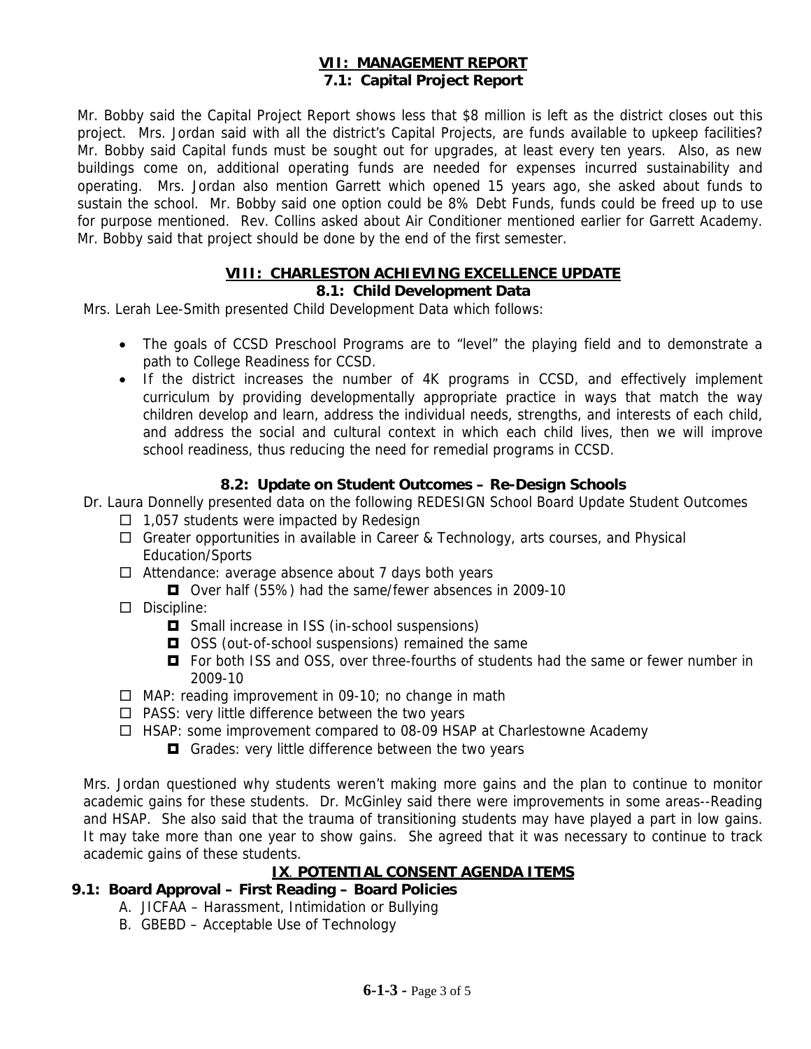## VII: MANAGEMENT REPORT

### 7.1: Capital Project Report

Mr. Bobby said the Capital Project Report shows less that $8 million is left as the district closes out this project. Mrs. Jordan said with all the district's Capital Projects, are funds available to upkeep facilities? Mr. Bobby said Capital funds must be sought out for upgrades, at least every ten years. Also, as new buildings come on, additional operating funds are needed for expenses incurred sustainability and operating. Mrs. Jordan also mention Garrett which opened 15 years ago, she asked about funds to sustain the school. Mr. Bobby said one option could be 8% Debt Funds, funds could be freed up to use for purpose mentioned. Rev. Collins asked about Air Conditioner mentioned earlier for Garrett Academy. Mr. Bobby said that project should be done by the end of the first semester.

## VIII: CHARLESTON ACHIEVING EXCELLENCE UPDATE

### 8.1: Child Development Data

Mrs. Lerah Lee-Smith presented Child Development Data which follows:

- The goals of CCSD Preschool Programs are to "level" the playing field and to demonstrate a path to College Readiness for CCSD.
- If the district increases the number of 4K programs in CCSD, and effectively implement curriculum by providing developmentally appropriate practice in ways that match the way children develop and learn, address the individual needs, strengths, and interests of each child, and address the social and cultural context in which each child lives, then we will improve school readiness, thus reducing the need for remedial programs in CCSD.

### 8.2: Update on Student Outcomes – Re-Design Schools

Dr. Laura Donnelly presented data on the following REDESIGN School Board Update Student Outcomes

- 1,057 students were impacted by Redesign
- Greater opportunities in available in Career & Technology, arts courses, and Physical Education/Sports
- Attendance: average absence about 7 days both years
  - Over half (55%) had the same/fewer absences in 2009-10
- Discipline:
  - Small increase in ISS (in-school suspensions)
  - OSS (out-of-school suspensions) remained the same
  - For both ISS and OSS, over three-fourths of students had the same or fewer number in 2009-10
- MAP: reading improvement in 09-10; no change in math
- PASS: very little difference between the two years
- HSAP: some improvement compared to 08-09 HSAP at Charlestowne Academy
  - Grades: very little difference between the two years

Mrs. Jordan questioned why students weren't making more gains and the plan to continue to monitor academic gains for these students. Dr. McGinley said there were improvements in some areas--Reading and HSAP. She also said that the trauma of transitioning students may have played a part in low gains. It may take more than one year to show gains. She agreed that it was necessary to continue to track academic gains of these students.

## IX. POTENTIAL CONSENT AGENDA ITEMS

### 9.1: Board Approval – First Reading – Board Policies

A. JICFAA – Harassment, Intimidation or Bullying
B. GBEBD – Acceptable Use of Technology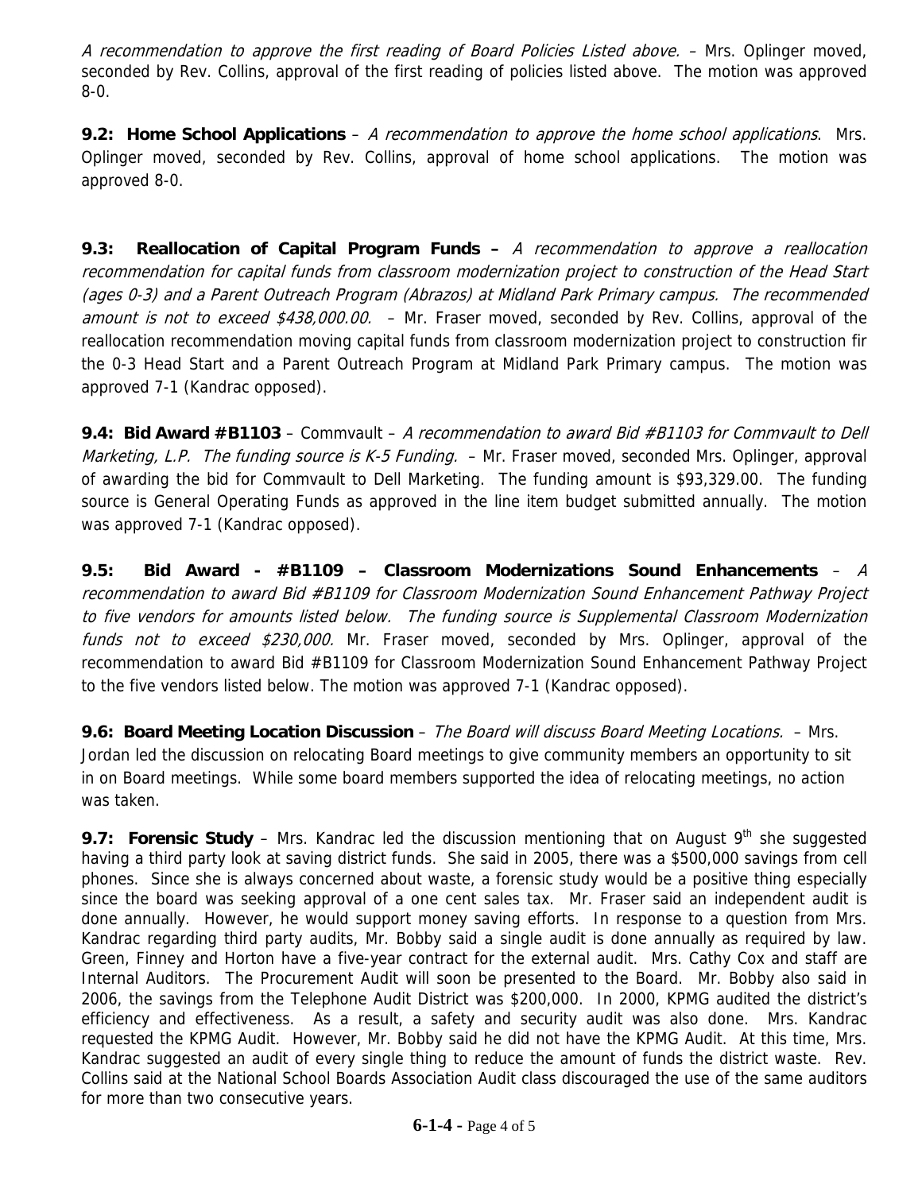*A recommendation to approve the first reading of Board Policies Listed above.* – Mrs. Oplinger moved, seconded by Rev. Collins, approval of the first reading of policies listed above. The motion was approved 8-0.

**9.2: Home School Applications** – *A recommendation to approve the home school applications*. Mrs. Oplinger moved, seconded by Rev. Collins, approval of home school applications. The motion was approved 8-0.

**9.3: Reallocation of Capital Program Funds –** *A recommendation to approve a reallocation recommendation for capital funds from classroom modernization project to construction of the Head Start (ages 0-3) and a Parent Outreach Program (Abrazos) at Midland Park Primary campus. The recommended amount is not to exceed $438,000.00.* – Mr. Fraser moved, seconded by Rev. Collins, approval of the reallocation recommendation moving capital funds from classroom modernization project to construction fir the 0-3 Head Start and a Parent Outreach Program at Midland Park Primary campus. The motion was approved 7-1 (Kandrac opposed).

**9.4: Bid Award #B1103** – Commvault – *A recommendation to award Bid #B1103 for Commvault to Dell Marketing, L.P. The funding source is K-5 Funding.* – Mr. Fraser moved, seconded Mrs. Oplinger, approval of awarding the bid for Commvault to Dell Marketing. The funding amount is $93,329.00. The funding source is General Operating Funds as approved in the line item budget submitted annually. The motion was approved 7-1 (Kandrac opposed).

**9.5: Bid Award - #B1109 – Classroom Modernizations Sound Enhancements** – *A recommendation to award Bid #B1109 for Classroom Modernization Sound Enhancement Pathway Project to five vendors for amounts listed below. The funding source is Supplemental Classroom Modernization funds not to exceed $230,000.* Mr. Fraser moved, seconded by Mrs. Oplinger, approval of the recommendation to award Bid #B1109 for Classroom Modernization Sound Enhancement Pathway Project to the five vendors listed below. The motion was approved 7-1 (Kandrac opposed).

**9.6: Board Meeting Location Discussion** – *The Board will discuss Board Meeting Locations.* – Mrs. Jordan led the discussion on relocating Board meetings to give community members an opportunity to sit in on Board meetings. While some board members supported the idea of relocating meetings, no action was taken.

**9.7: Forensic Study** – Mrs. Kandrac led the discussion mentioning that on August 9th she suggested having a third party look at saving district funds. She said in 2005, there was a $500,000 savings from cell phones. Since she is always concerned about waste, a forensic study would be a positive thing especially since the board was seeking approval of a one cent sales tax. Mr. Fraser said an independent audit is done annually. However, he would support money saving efforts. In response to a question from Mrs. Kandrac regarding third party audits, Mr. Bobby said a single audit is done annually as required by law. Green, Finney and Horton have a five-year contract for the external audit. Mrs. Cathy Cox and staff are Internal Auditors. The Procurement Audit will soon be presented to the Board. Mr. Bobby also said in 2006, the savings from the Telephone Audit District was $200,000. In 2000, KPMG audited the district's efficiency and effectiveness. As a result, a safety and security audit was also done. Mrs. Kandrac requested the KPMG Audit. However, Mr. Bobby said he did not have the KPMG Audit. At this time, Mrs. Kandrac suggested an audit of every single thing to reduce the amount of funds the district waste. Rev. Collins said at the National School Boards Association Audit class discouraged the use of the same auditors for more than two consecutive years.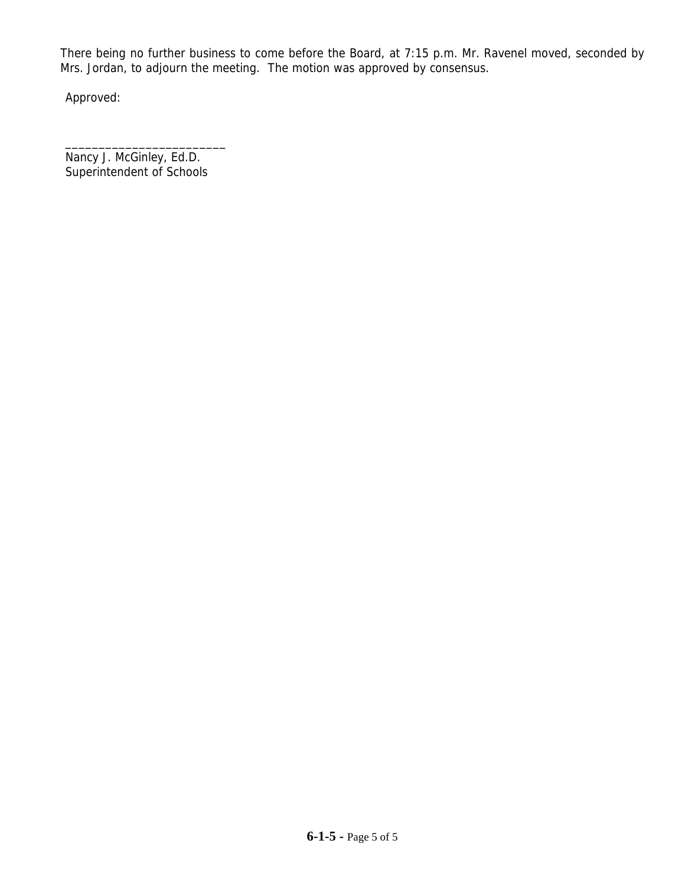There being no further business to come before the Board, at 7:15 p.m. Mr. Ravenel moved, seconded by Mrs. Jordan, to adjourn the meeting. The motion was approved by consensus.

Approved:

_______________________
Nancy J. McGinley, Ed.D.
Superintendent of Schools